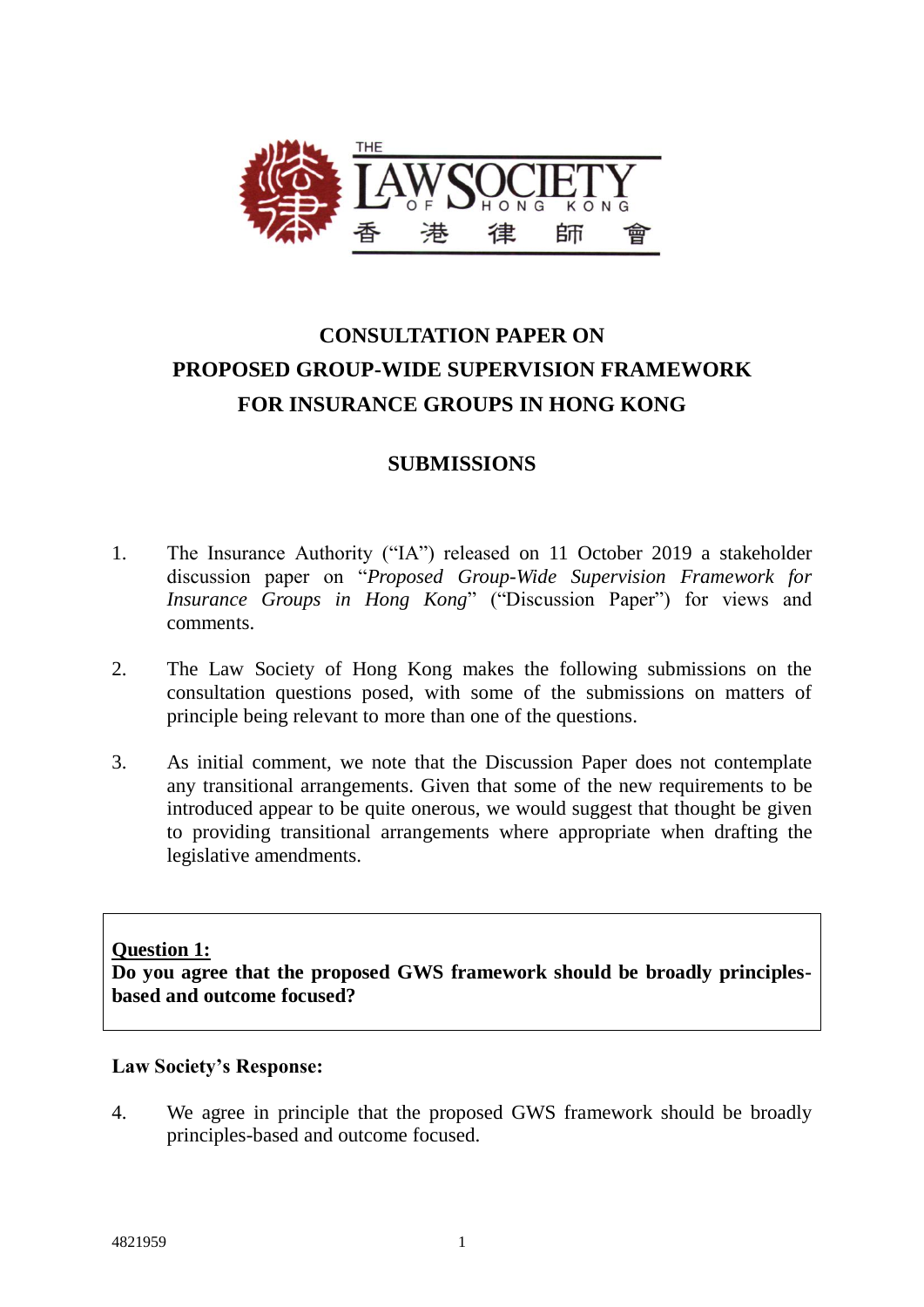THE LAW SOCIETY OF HONG KONG 香 港 律 師 會

# CONSULTATION PAPER ON PROPOSED GROUP-WIDE SUPERVISION FRAMEWORK FOR INSURANCE GROUPS IN HONG KONG

## SUBMISSIONS

1. The Insurance Authority ("IA") released on 11 October 2019 a stakeholder discussion paper on "*Proposed Group-Wide Supervision Framework for Insurance Groups in Hong Kong*" ("Discussion Paper") for views and comments.

2. The Law Society of Hong Kong makes the following submissions on the consultation questions posed, with some of the submissions on matters of principle being relevant to more than one of the questions.

3. As initial comment, we note that the Discussion Paper does not contemplate any transitional arrangements. Given that some of the new requirements to be introduced appear to be quite onerous, we would suggest that thought be given to providing transitional arrangements where appropriate when drafting the legislative amendments.

**Question 1:**
**Do you agree that the proposed GWS framework should be broadly principles-based and outcome focused?**

**Law Society's Response:**

4. We agree in principle that the proposed GWS framework should be broadly principles-based and outcome focused.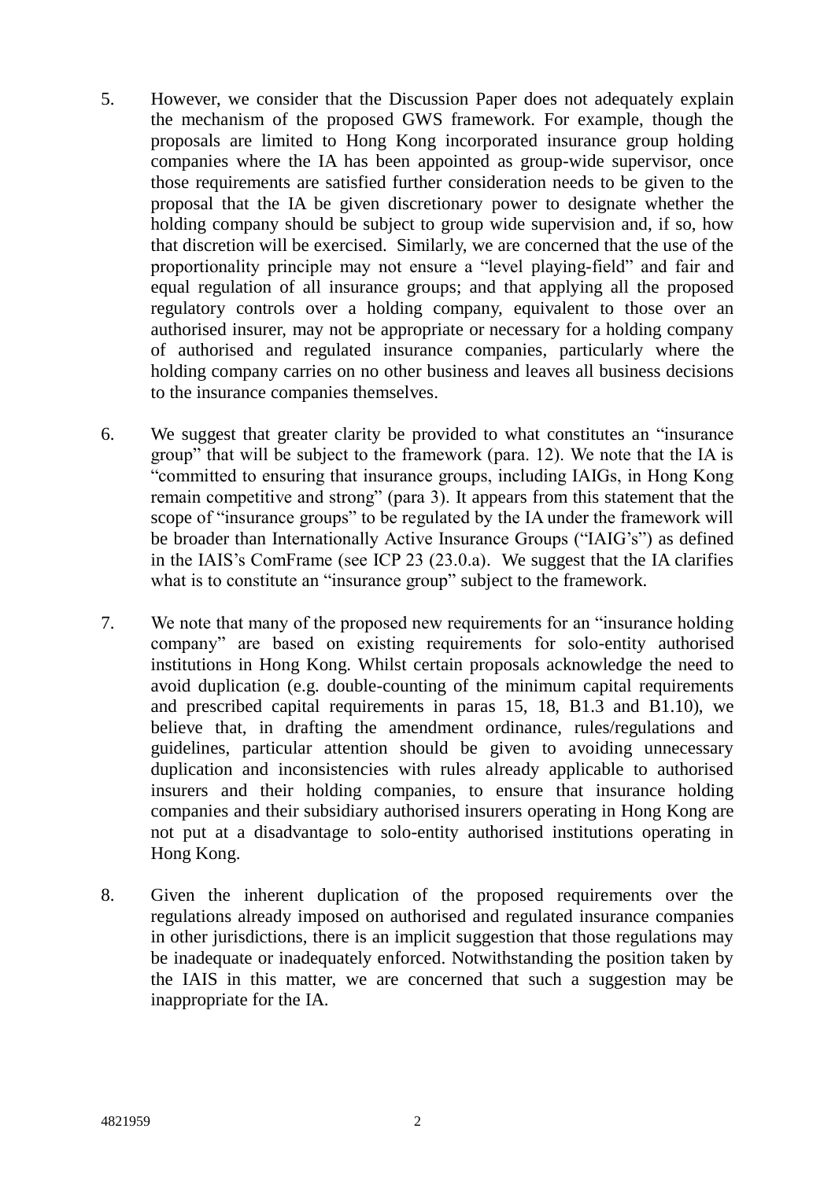5. However, we consider that the Discussion Paper does not adequately explain the mechanism of the proposed GWS framework. For example, though the proposals are limited to Hong Kong incorporated insurance group holding companies where the IA has been appointed as group-wide supervisor, once those requirements are satisfied further consideration needs to be given to the proposal that the IA be given discretionary power to designate whether the holding company should be subject to group wide supervision and, if so, how that discretion will be exercised. Similarly, we are concerned that the use of the proportionality principle may not ensure a "level playing-field" and fair and equal regulation of all insurance groups; and that applying all the proposed regulatory controls over a holding company, equivalent to those over an authorised insurer, may not be appropriate or necessary for a holding company of authorised and regulated insurance companies, particularly where the holding company carries on no other business and leaves all business decisions to the insurance companies themselves.

6. We suggest that greater clarity be provided to what constitutes an "insurance group" that will be subject to the framework (para. 12). We note that the IA is "committed to ensuring that insurance groups, including IAIGs, in Hong Kong remain competitive and strong" (para 3). It appears from this statement that the scope of "insurance groups" to be regulated by the IA under the framework will be broader than Internationally Active Insurance Groups ("IAIG's") as defined in the IAIS's ComFrame (see ICP 23 (23.0.a). We suggest that the IA clarifies what is to constitute an "insurance group" subject to the framework.

7. We note that many of the proposed new requirements for an "insurance holding company" are based on existing requirements for solo-entity authorised institutions in Hong Kong. Whilst certain proposals acknowledge the need to avoid duplication (e.g. double-counting of the minimum capital requirements and prescribed capital requirements in paras 15, 18, B1.3 and B1.10), we believe that, in drafting the amendment ordinance, rules/regulations and guidelines, particular attention should be given to avoiding unnecessary duplication and inconsistencies with rules already applicable to authorised insurers and their holding companies, to ensure that insurance holding companies and their subsidiary authorised insurers operating in Hong Kong are not put at a disadvantage to solo-entity authorised institutions operating in Hong Kong.

8. Given the inherent duplication of the proposed requirements over the regulations already imposed on authorised and regulated insurance companies in other jurisdictions, there is an implicit suggestion that those regulations may be inadequate or inadequately enforced. Notwithstanding the position taken by the IAIS in this matter, we are concerned that such a suggestion may be inappropriate for the IA.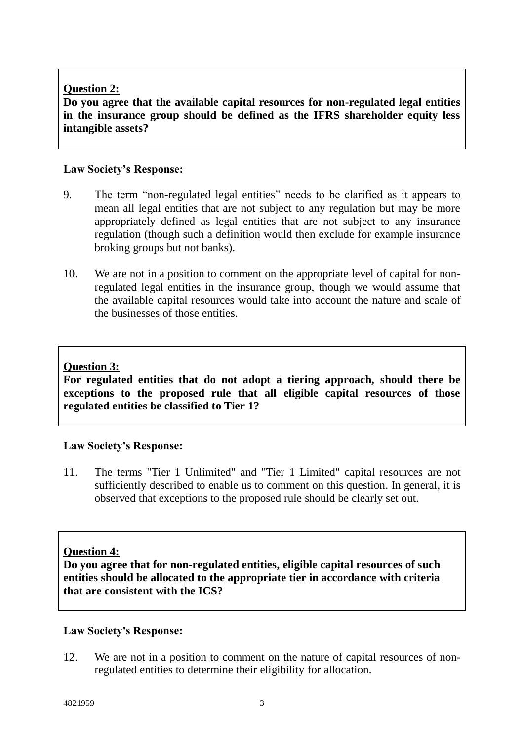**Question 2:**

**Do you agree that the available capital resources for non-regulated legal entities in the insurance group should be defined as the IFRS shareholder equity less intangible assets?**

**Law Society's Response:**

9. The term "non-regulated legal entities" needs to be clarified as it appears to mean all legal entities that are not subject to any regulation but may be more appropriately defined as legal entities that are not subject to any insurance regulation (though such a definition would then exclude for example insurance broking groups but not banks).

10. We are not in a position to comment on the appropriate level of capital for non-regulated legal entities in the insurance group, though we would assume that the available capital resources would take into account the nature and scale of the businesses of those entities.

**Question 3:**

**For regulated entities that do not adopt a tiering approach, should there be exceptions to the proposed rule that all eligible capital resources of those regulated entities be classified to Tier 1?**

**Law Society's Response:**

11. The terms "Tier 1 Unlimited" and "Tier 1 Limited" capital resources are not sufficiently described to enable us to comment on this question. In general, it is observed that exceptions to the proposed rule should be clearly set out.

**Question 4:**

**Do you agree that for non-regulated entities, eligible capital resources of such entities should be allocated to the appropriate tier in accordance with criteria that are consistent with the ICS?**

**Law Society's Response:**

12. We are not in a position to comment on the nature of capital resources of non-regulated entities to determine their eligibility for allocation.

4821959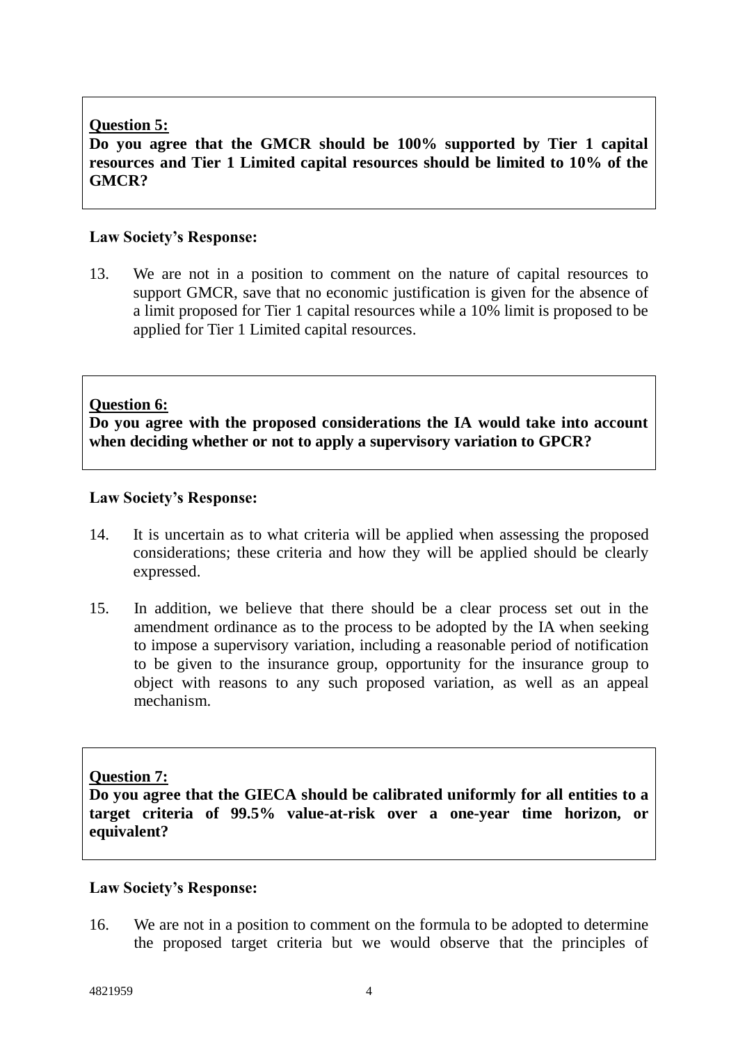**Question 5:**
**Do you agree that the GMCR should be 100% supported by Tier 1 capital resources and Tier 1 Limited capital resources should be limited to 10% of the GMCR?**

**Law Society's Response:**

13. We are not in a position to comment on the nature of capital resources to support GMCR, save that no economic justification is given for the absence of a limit proposed for Tier 1 capital resources while a 10% limit is proposed to be applied for Tier 1 Limited capital resources.

**Question 6:**
**Do you agree with the proposed considerations the IA would take into account when deciding whether or not to apply a supervisory variation to GPCR?**

**Law Society's Response:**

14. It is uncertain as to what criteria will be applied when assessing the proposed considerations; these criteria and how they will be applied should be clearly expressed.

15. In addition, we believe that there should be a clear process set out in the amendment ordinance as to the process to be adopted by the IA when seeking to impose a supervisory variation, including a reasonable period of notification to be given to the insurance group, opportunity for the insurance group to object with reasons to any such proposed variation, as well as an appeal mechanism.

**Question 7:**
**Do you agree that the GIECA should be calibrated uniformly for all entities to a target criteria of 99.5% value-at-risk over a one-year time horizon, or equivalent?**

**Law Society's Response:**

16. We are not in a position to comment on the formula to be adopted to determine the proposed target criteria but we would observe that the principles of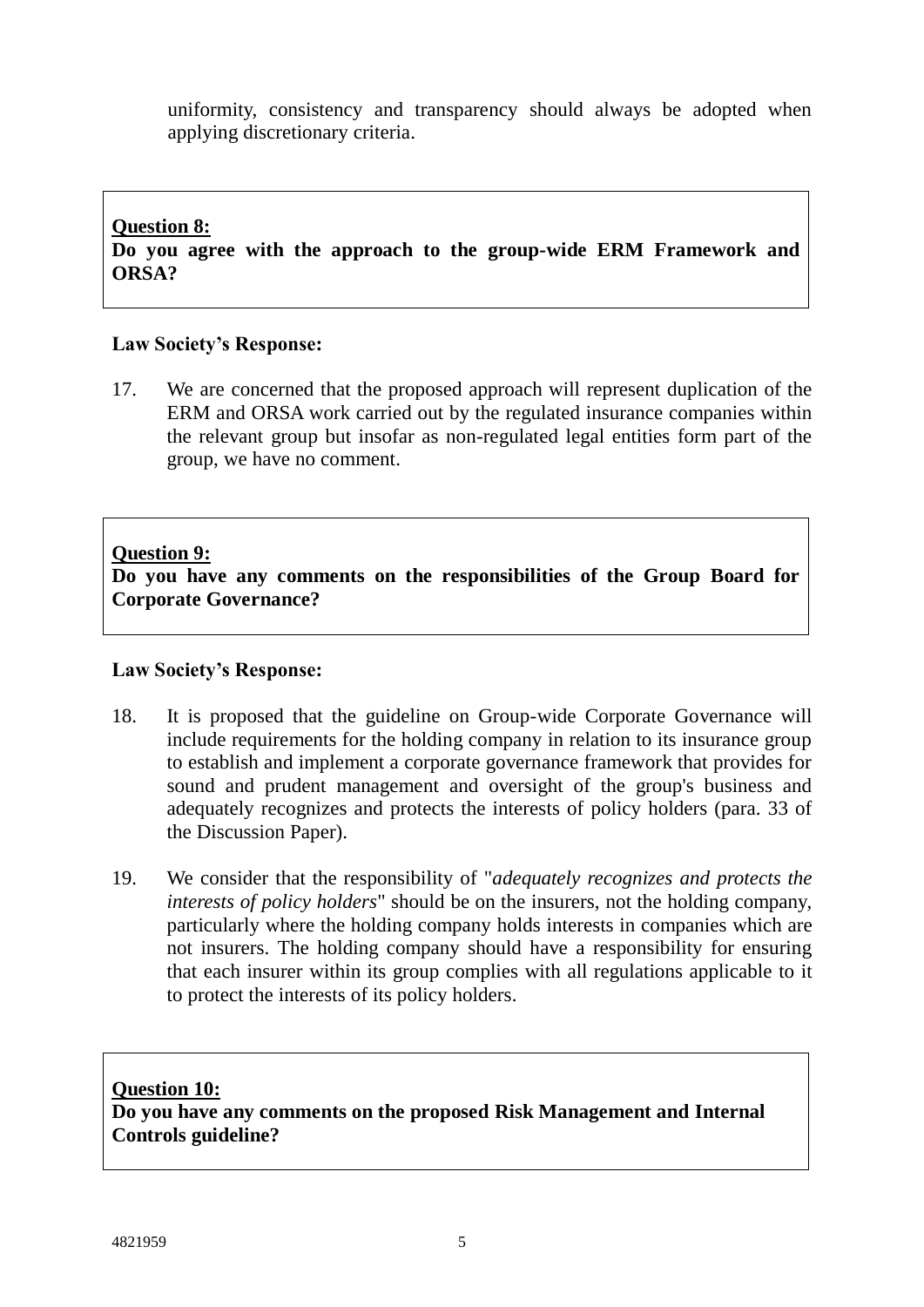uniformity, consistency and transparency should always be adopted when applying discretionary criteria.

**Question 8:**
**Do you agree with the approach to the group-wide ERM Framework and ORSA?**

**Law Society's Response:**

17. We are concerned that the proposed approach will represent duplication of the ERM and ORSA work carried out by the regulated insurance companies within the relevant group but insofar as non-regulated legal entities form part of the group, we have no comment.

**Question 9:**
**Do you have any comments on the responsibilities of the Group Board for Corporate Governance?**

**Law Society's Response:**

18. It is proposed that the guideline on Group-wide Corporate Governance will include requirements for the holding company in relation to its insurance group to establish and implement a corporate governance framework that provides for sound and prudent management and oversight of the group's business and adequately recognizes and protects the interests of policy holders (para. 33 of the Discussion Paper).

19. We consider that the responsibility of "*adequately recognizes and protects the interests of policy holders*" should be on the insurers, not the holding company, particularly where the holding company holds interests in companies which are not insurers. The holding company should have a responsibility for ensuring that each insurer within its group complies with all regulations applicable to it to protect the interests of its policy holders.

**Question 10:**
**Do you have any comments on the proposed Risk Management and Internal Controls guideline?**

4821959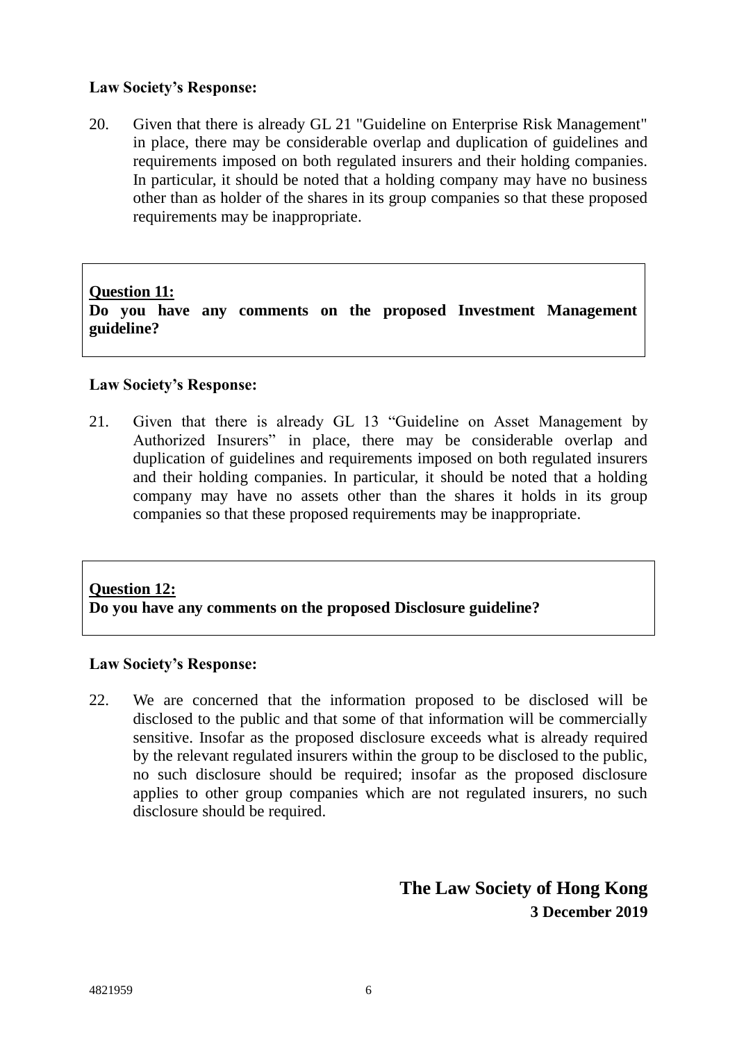**Law Society's Response:**

20. Given that there is already GL 21 "Guideline on Enterprise Risk Management" in place, there may be considerable overlap and duplication of guidelines and requirements imposed on both regulated insurers and their holding companies. In particular, it should be noted that a holding company may have no business other than as holder of the shares in its group companies so that these proposed requirements may be inappropriate.

**Question 11:**
**Do you have any comments on the proposed Investment Management guideline?**

**Law Society's Response:**

21. Given that there is already GL 13 "Guideline on Asset Management by Authorized Insurers" in place, there may be considerable overlap and duplication of guidelines and requirements imposed on both regulated insurers and their holding companies. In particular, it should be noted that a holding company may have no assets other than the shares it holds in its group companies so that these proposed requirements may be inappropriate.

**Question 12:**
**Do you have any comments on the proposed Disclosure guideline?**

**Law Society's Response:**

22. We are concerned that the information proposed to be disclosed will be disclosed to the public and that some of that information will be commercially sensitive. Insofar as the proposed disclosure exceeds what is already required by the relevant regulated insurers within the group to be disclosed to the public, no such disclosure should be required; insofar as the proposed disclosure applies to other group companies which are not regulated insurers, no such disclosure should be required.

**The Law Society of Hong Kong**
**3 December 2019**

4821959